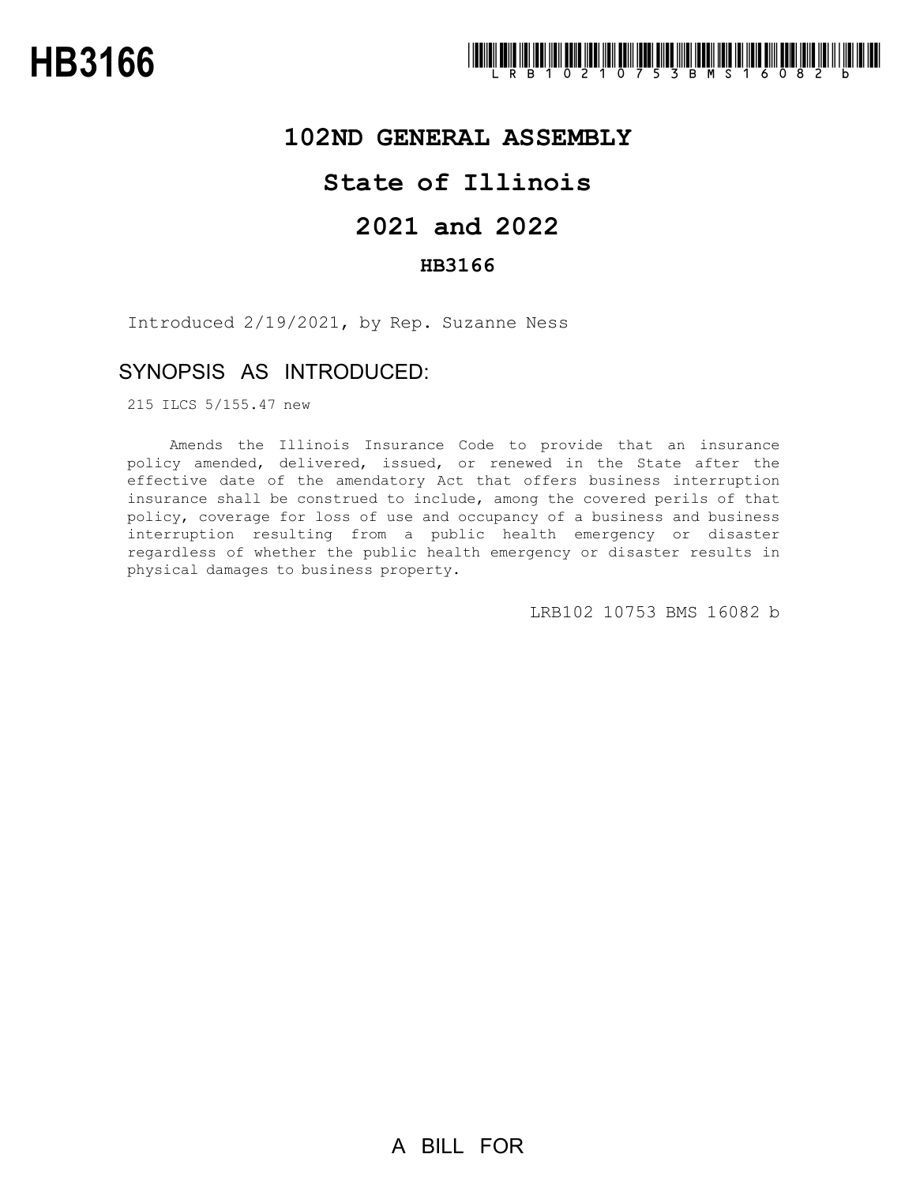# HB3166

LRB102 10753 BMS 16082 b

## 102ND GENERAL ASSEMBLY

## State of Illinois

## 2021 and 2022

### HB3166

Introduced 2/19/2021, by Rep. Suzanne Ness

### SYNOPSIS AS INTRODUCED:

215 ILCS 5/155.47 new

Amends the Illinois Insurance Code to provide that an insurance policy amended, delivered, issued, or renewed in the State after the effective date of the amendatory Act that offers business interruption insurance shall be construed to include, among the covered perils of that policy, coverage for loss of use and occupancy of a business and business interruption resulting from a public health emergency or disaster regardless of whether the public health emergency or disaster results in physical damages to business property.

LRB102 10753 BMS 16082 b

A BILL FOR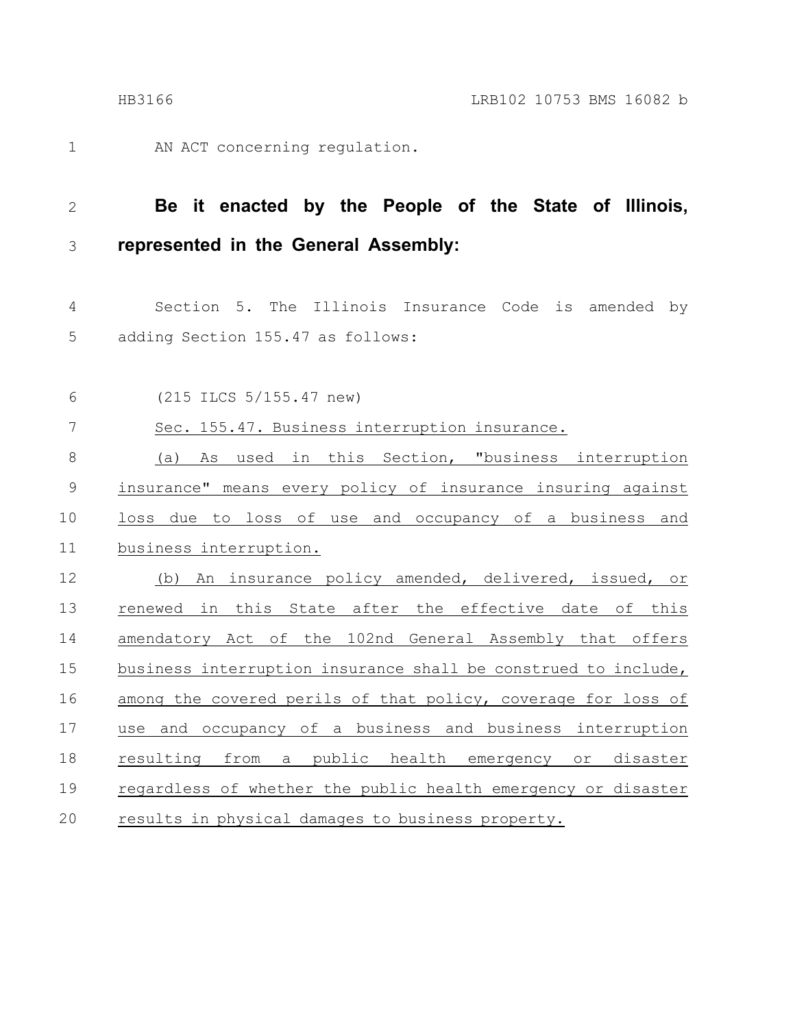AN ACT concerning regulation.

**Be it enacted by the People of the State of Illinois, represented in the General Assembly:**

Section 5. The Illinois Insurance Code is amended by adding Section 155.47 as follows:

(215 ILCS 5/155.47 new)

Sec. 155.47. Business interruption insurance.

(a) As used in this Section, "business interruption insurance" means every policy of insurance insuring against loss due to loss of use and occupancy of a business and business interruption.

(b) An insurance policy amended, delivered, issued, or renewed in this State after the effective date of this amendatory Act of the 102nd General Assembly that offers business interruption insurance shall be construed to include, among the covered perils of that policy, coverage for loss of use and occupancy of a business and business interruption resulting from a public health emergency or disaster regardless of whether the public health emergency or disaster results in physical damages to business property.